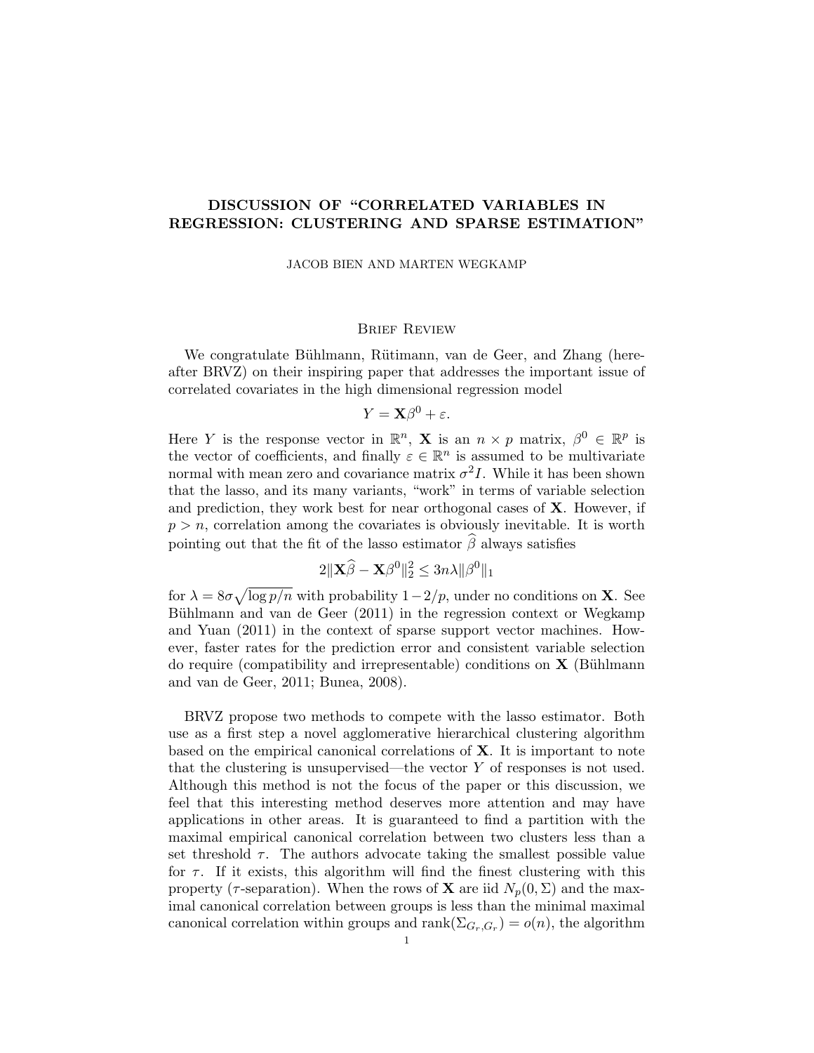# DISCUSSION OF "CORRELATED VARIABLES IN REGRESSION: CLUSTERING AND SPARSE ESTIMATION"

JACOB BIEN AND MARTEN WEGKAMP

## Brief Review

We congratulate Bühlmann, Rütimann, van de Geer, and Zhang (hereafter BRVZ) on their inspiring paper that addresses the important issue of correlated covariates in the high dimensional regression model

$$Y = \mathbf{X}\beta^0 + \varepsilon.$$

Here $Y$ is the response vector in $\mathbb{R}^n$, $\mathbf{X}$ is an $n \times p$ matrix, $\beta^0 \in \mathbb{R}^p$ is the vector of coefficients, and finally $\varepsilon \in \mathbb{R}^n$ is assumed to be multivariate normal with mean zero and covariance matrix $\sigma^2 I$. While it has been shown that the lasso, and its many variants, "work" in terms of variable selection and prediction, they work best for near orthogonal cases of $\mathbf{X}$. However, if $p > n$, correlation among the covariates is obviously inevitable. It is worth pointing out that the fit of the lasso estimator $\widehat{\beta}$ always satisfies

$$2\|\mathbf{X}\widehat{\beta} - \mathbf{X}\beta^0\|_2^2 \leq 3n\lambda\|\beta^0\|_1$$

for $\lambda = 8\sigma\sqrt{\log p/n}$ with probability $1-2/p$, under no conditions on $\mathbf{X}$. See Bühlmann and van de Geer (2011) in the regression context or Wegkamp and Yuan (2011) in the context of sparse support vector machines. However, faster rates for the prediction error and consistent variable selection do require (compatibility and irrepresentable) conditions on $\mathbf{X}$ (Bühlmann and van de Geer, 2011; Bunea, 2008).

BRVZ propose two methods to compete with the lasso estimator. Both use as a first step a novel agglomerative hierarchical clustering algorithm based on the empirical canonical correlations of $\mathbf{X}$. It is important to note that the clustering is unsupervised—the vector $Y$ of responses is not used. Although this method is not the focus of the paper or this discussion, we feel that this interesting method deserves more attention and may have applications in other areas. It is guaranteed to find a partition with the maximal empirical canonical correlation between two clusters less than a set threshold $\tau$. The authors advocate taking the smallest possible value for $\tau$. If it exists, this algorithm will find the finest clustering with this property ($\tau$-separation). When the rows of $\mathbf{X}$ are iid $N_p(0, \Sigma)$ and the maximal canonical correlation between groups is less than the minimal maximal canonical correlation within groups and $\text{rank}(\Sigma_{G_r,G_r}) = o(n)$, the algorithm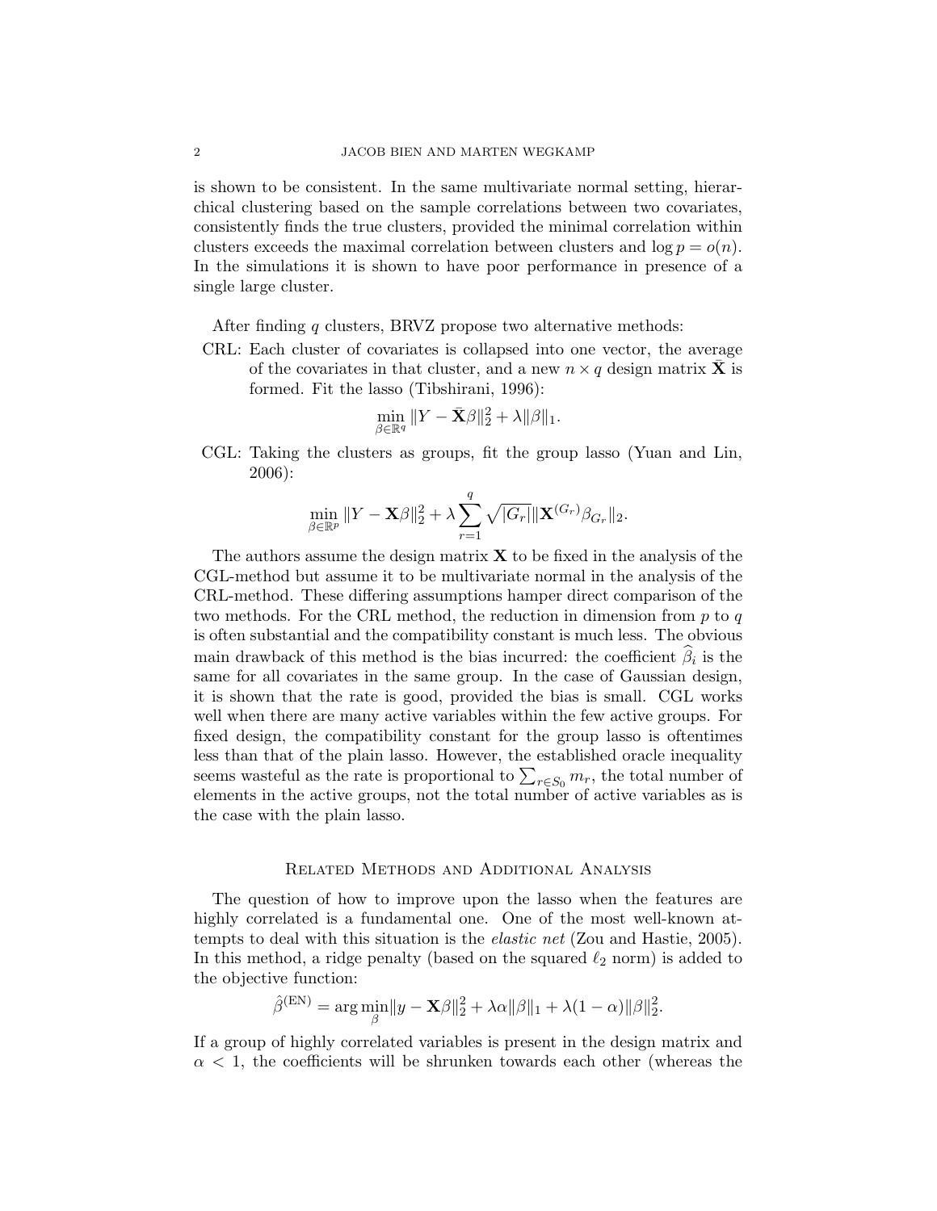is shown to be consistent. In the same multivariate normal setting, hierarchical clustering based on the sample correlations between two covariates, consistently finds the true clusters, provided the minimal correlation within clusters exceeds the maximal correlation between clusters and $\log p = o(n)$. In the simulations it is shown to have poor performance in presence of a single large cluster.

After finding $q$ clusters, BRVZ propose two alternative methods:

- CRL: Each cluster of covariates is collapsed into one vector, the average of the covariates in that cluster, and a new $n \times q$ design matrix $\bar{\mathbf{X}}$ is formed. Fit the lasso (Tibshirani, 1996):
$$\min_{\beta \in \mathbb{R}^q} \|Y - \bar{\mathbf{X}}\beta\|_2^2 + \lambda \|\beta\|_1.$$
- CGL: Taking the clusters as groups, fit the group lasso (Yuan and Lin, 2006):
$$\min_{\beta \in \mathbb{R}^p} \|Y - \mathbf{X}\beta\|_2^2 + \lambda \sum_{r=1}^{q} \sqrt{|G_r|} \|\mathbf{X}^{(G_r)}\beta_{G_r}\|_2.$$

The authors assume the design matrix $\mathbf{X}$ to be fixed in the analysis of the CGL-method but assume it to be multivariate normal in the analysis of the CRL-method. These differing assumptions hamper direct comparison of the two methods. For the CRL method, the reduction in dimension from $p$ to $q$ is often substantial and the compatibility constant is much less. The obvious main drawback of this method is the bias incurred: the coefficient $\widehat{\beta}_i$ is the same for all covariates in the same group. In the case of Gaussian design, it is shown that the rate is good, provided the bias is small. CGL works well when there are many active variables within the few active groups. For fixed design, the compatibility constant for the group lasso is oftentimes less than that of the plain lasso. However, the established oracle inequality seems wasteful as the rate is proportional to $\sum_{r \in S_0} m_r$, the total number of elements in the active groups, not the total number of active variables as is the case with the plain lasso.

## Related Methods and Additional Analysis

The question of how to improve upon the lasso when the features are highly correlated is a fundamental one. One of the most well-known attempts to deal with this situation is the *elastic net* (Zou and Hastie, 2005). In this method, a ridge penalty (based on the squared $\ell_2$ norm) is added to the objective function:

$$\hat{\beta}^{(\text{EN})} = \arg\min_{\beta} \|y - \mathbf{X}\beta\|_2^2 + \lambda\alpha\|\beta\|_1 + \lambda(1-\alpha)\|\beta\|_2^2.$$

If a group of highly correlated variables is present in the design matrix and $\alpha < 1$, the coefficients will be shrunken towards each other (whereas the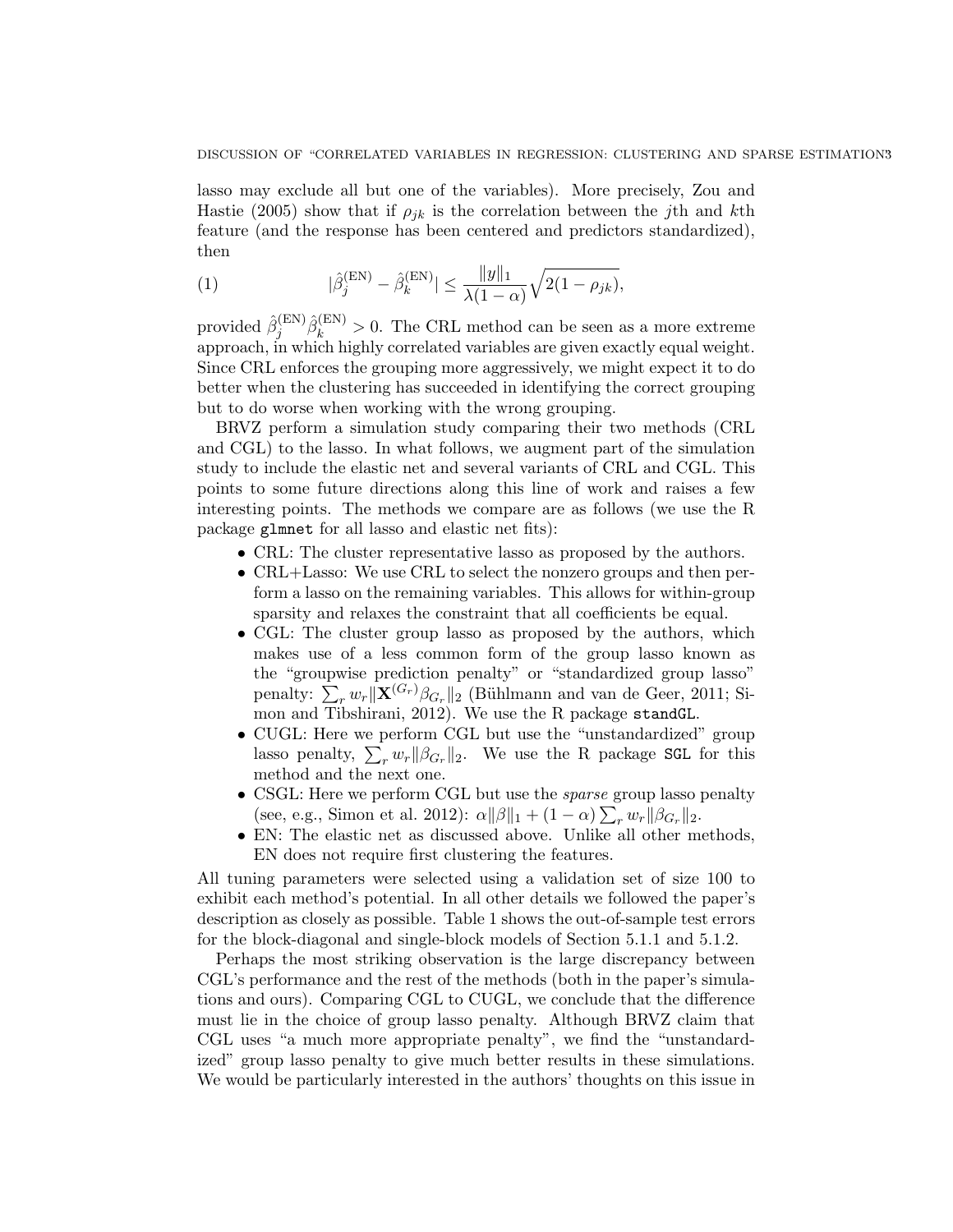lasso may exclude all but one of the variables). More precisely, Zou and Hastie (2005) show that if $\rho_{jk}$ is the correlation between the $j$th and $k$th feature (and the response has been centered and predictors standardized), then

$$
|\hat{\beta}_j^{(\mathrm{EN})} - \hat{\beta}_k^{(\mathrm{EN})}| \leq \frac{\|y\|_1}{\lambda(1-\alpha)}\sqrt{2(1-\rho_{jk})}, \tag{1}
$$

provided $\hat{\beta}_j^{(\mathrm{EN})}\hat{\beta}_k^{(\mathrm{EN})} > 0$. The CRL method can be seen as a more extreme approach, in which highly correlated variables are given exactly equal weight. Since CRL enforces the grouping more aggressively, we might expect it to do better when the clustering has succeeded in identifying the correct grouping but to do worse when working with the wrong grouping.

BRVZ perform a simulation study comparing their two methods (CRL and CGL) to the lasso. In what follows, we augment part of the simulation study to include the elastic net and several variants of CRL and CGL. This points to some future directions along this line of work and raises a few interesting points. The methods we compare are as follows (we use the R package `glmnet` for all lasso and elastic net fits):

- CRL: The cluster representative lasso as proposed by the authors.
- CRL+Lasso: We use CRL to select the nonzero groups and then perform a lasso on the remaining variables. This allows for within-group sparsity and relaxes the constraint that all coefficients be equal.
- CGL: The cluster group lasso as proposed by the authors, which makes use of a less common form of the group lasso known as the "groupwise prediction penalty" or "standardized group lasso" penalty: $\sum_r w_r \|\mathbf{X}^{(G_r)}\beta_{G_r}\|_2$ (Bühlmann and van de Geer, 2011; Simon and Tibshirani, 2012). We use the R package `standGL`.
- CUGL: Here we perform CGL but use the "unstandardized" group lasso penalty, $\sum_r w_r \|\beta_{G_r}\|_2$. We use the R package `SGL` for this method and the next one.
- CSGL: Here we perform CGL but use the *sparse* group lasso penalty (see, e.g., Simon et al. 2012): $\alpha\|\beta\|_1 + (1-\alpha)\sum_r w_r \|\beta_{G_r}\|_2$.
- EN: The elastic net as discussed above. Unlike all other methods, EN does not require first clustering the features.

All tuning parameters were selected using a validation set of size 100 to exhibit each method's potential. In all other details we followed the paper's description as closely as possible. Table 1 shows the out-of-sample test errors for the block-diagonal and single-block models of Section 5.1.1 and 5.1.2.

Perhaps the most striking observation is the large discrepancy between CGL's performance and the rest of the methods (both in the paper's simulations and ours). Comparing CGL to CUGL, we conclude that the difference must lie in the choice of group lasso penalty. Although BRVZ claim that CGL uses "a much more appropriate penalty", we find the "unstandardized" group lasso penalty to give much better results in these simulations. We would be particularly interested in the authors' thoughts on this issue in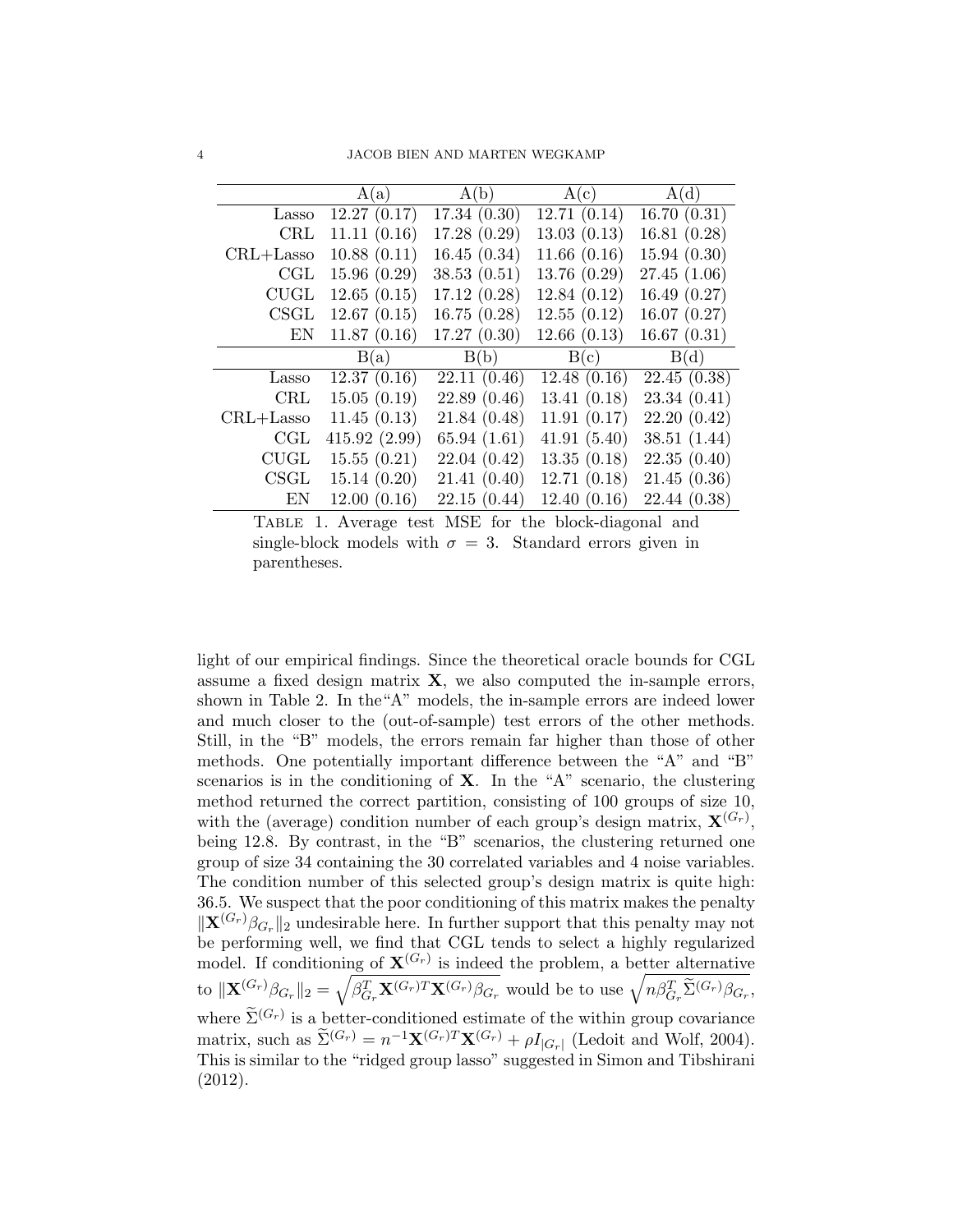|  | A(a) | A(b) | A(c) | A(d) |
|---|---|---|---|---|
| Lasso | 12.27 (0.17) | 17.34 (0.30) | 12.71 (0.14) | 16.70 (0.31) |
| CRL | 11.11 (0.16) | 17.28 (0.29) | 13.03 (0.13) | 16.81 (0.28) |
| CRL+Lasso | 10.88 (0.11) | 16.45 (0.34) | 11.66 (0.16) | 15.94 (0.30) |
| CGL | 15.96 (0.29) | 38.53 (0.51) | 13.76 (0.29) | 27.45 (1.06) |
| CUGL | 12.65 (0.15) | 17.12 (0.28) | 12.84 (0.12) | 16.49 (0.27) |
| CSGL | 12.67 (0.15) | 16.75 (0.28) | 12.55 (0.12) | 16.07 (0.27) |
| EN | 11.87 (0.16) | 17.27 (0.30) | 12.66 (0.13) | 16.67 (0.31) |
|  | B(a) | B(b) | B(c) | B(d) |
| Lasso | 12.37 (0.16) | 22.11 (0.46) | 12.48 (0.16) | 22.45 (0.38) |
| CRL | 15.05 (0.19) | 22.89 (0.46) | 13.41 (0.18) | 23.34 (0.41) |
| CRL+Lasso | 11.45 (0.13) | 21.84 (0.48) | 11.91 (0.17) | 22.20 (0.42) |
| CGL | 415.92 (2.99) | 65.94 (1.61) | 41.91 (5.40) | 38.51 (1.44) |
| CUGL | 15.55 (0.21) | 22.04 (0.42) | 13.35 (0.18) | 22.35 (0.40) |
| CSGL | 15.14 (0.20) | 21.41 (0.40) | 12.71 (0.18) | 21.45 (0.36) |
| EN | 12.00 (0.16) | 22.15 (0.44) | 12.40 (0.16) | 22.44 (0.38) |

Table 1. Average test MSE for the block-diagonal and single-block models with $\sigma = 3$. Standard errors given in parentheses.

light of our empirical findings. Since the theoretical oracle bounds for CGL assume a fixed design matrix $\mathbf{X}$, we also computed the in-sample errors, shown in Table 2. In the "A" models, the in-sample errors are indeed lower and much closer to the (out-of-sample) test errors of the other methods. Still, in the "B" models, the errors remain far higher than those of other methods. One potentially important difference between the "A" and "B" scenarios is in the conditioning of $\mathbf{X}$. In the "A" scenario, the clustering method returned the correct partition, consisting of 100 groups of size 10, with the (average) condition number of each group's design matrix, $\mathbf{X}^{(G_r)}$, being 12.8. By contrast, in the "B" scenarios, the clustering returned one group of size 34 containing the 30 correlated variables and 4 noise variables. The condition number of this selected group's design matrix is quite high: 36.5. We suspect that the poor conditioning of this matrix makes the penalty $\|\mathbf{X}^{(G_r)}\beta_{G_r}\|_2$ undesirable here. In further support that this penalty may not be performing well, we find that CGL tends to select a highly regularized model. If conditioning of $\mathbf{X}^{(G_r)}$ is indeed the problem, a better alternative to $\|\mathbf{X}^{(G_r)}\beta_{G_r}\|_2 = \sqrt{\beta_{G_r}^T \mathbf{X}^{(G_r)T}\mathbf{X}^{(G_r)}\beta_{G_r}}$ would be to use $\sqrt{n\beta_{G_r}^T \widetilde{\Sigma}^{(G_r)}\beta_{G_r}}$, where $\widetilde{\Sigma}^{(G_r)}$ is a better-conditioned estimate of the within group covariance matrix, such as $\widetilde{\Sigma}^{(G_r)} = n^{-1}\mathbf{X}^{(G_r)T}\mathbf{X}^{(G_r)} + \rho I_{|G_r|}$ (Ledoit and Wolf, 2004). This is similar to the "ridged group lasso" suggested in Simon and Tibshirani (2012).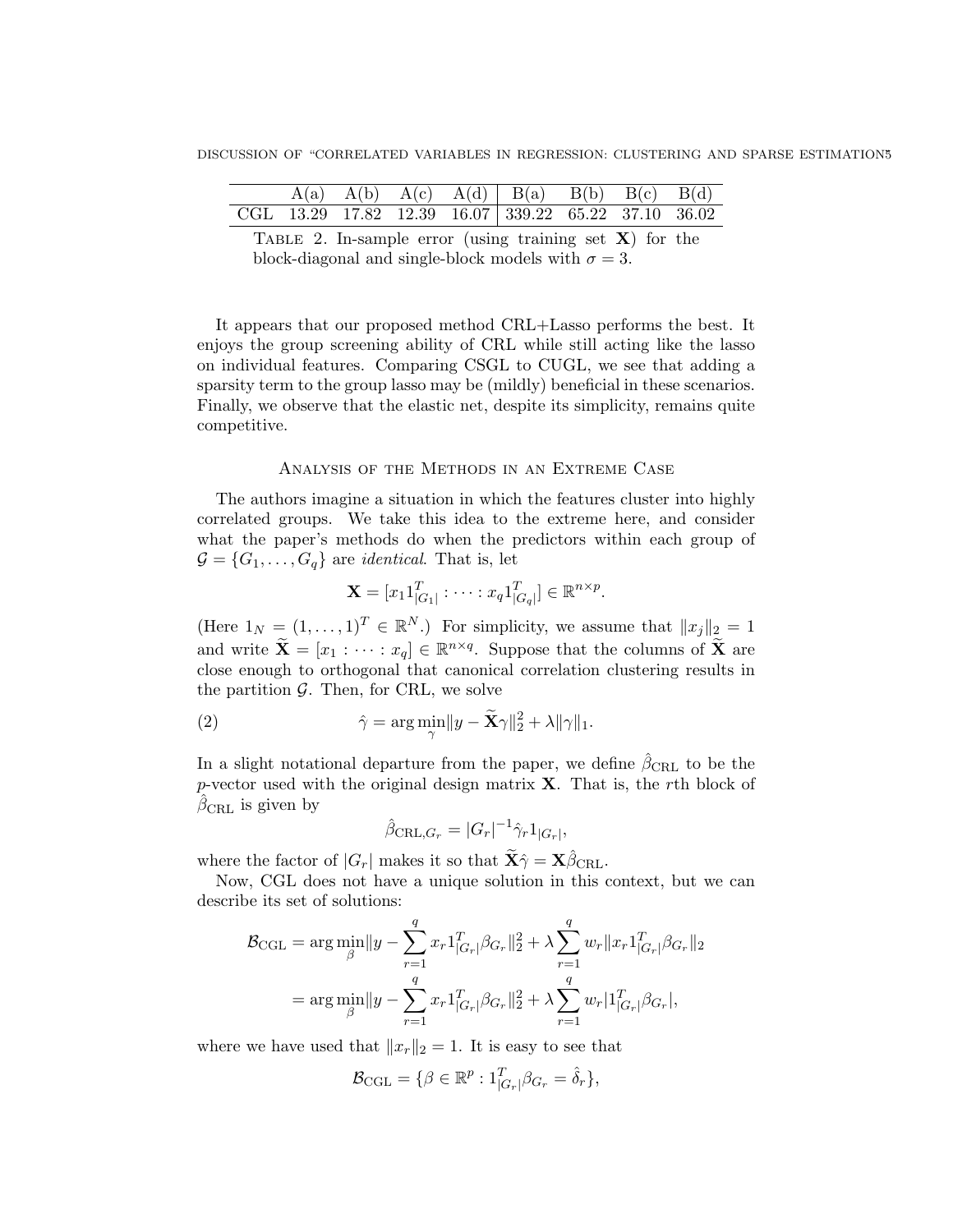| | A(a) | A(b) | A(c) | A(d) | B(a) | B(b) | B(c) | B(d) |
|---|---|---|---|---|---|---|---|---|
| CGL | 13.29 | 17.82 | 12.39 | 16.07 | 339.22 | 65.22 | 37.10 | 36.02 |

Table 2. In-sample error (using training set $\mathbf{X}$) for the block-diagonal and single-block models with $\sigma = 3$.

It appears that our proposed method CRL+Lasso performs the best. It enjoys the group screening ability of CRL while still acting like the lasso on individual features. Comparing CSGL to CUGL, we see that adding a sparsity term to the group lasso may be (mildly) beneficial in these scenarios. Finally, we observe that the elastic net, despite its simplicity, remains quite competitive.

## Analysis of the Methods in an Extreme Case

The authors imagine a situation in which the features cluster into highly correlated groups. We take this idea to the extreme here, and consider what the paper's methods do when the predictors within each group of $\mathcal{G} = \{G_1, \ldots, G_q\}$ are *identical*. That is, let

$$\mathbf{X} = [x_1 1_{|G_1|}^T : \cdots : x_q 1_{|G_q|}^T] \in \mathbb{R}^{n \times p}.$$

(Here $1_N = (1, \ldots, 1)^T \in \mathbb{R}^N$.) For simplicity, we assume that $\|x_j\|_2 = 1$ and write $\widetilde{\mathbf{X}} = [x_1 : \cdots : x_q] \in \mathbb{R}^{n \times q}$. Suppose that the columns of $\widetilde{\mathbf{X}}$ are close enough to orthogonal that canonical correlation clustering results in the partition $\mathcal{G}$. Then, for CRL, we solve

$$\hat{\gamma} = \arg\min_{\gamma} \|y - \widetilde{\mathbf{X}}\gamma\|_2^2 + \lambda\|\gamma\|_1. \tag{2}$$

In a slight notational departure from the paper, we define $\hat{\beta}_{\text{CRL}}$ to be the $p$-vector used with the original design matrix $\mathbf{X}$. That is, the $r$th block of $\hat{\beta}_{\text{CRL}}$ is given by

$$\hat{\beta}_{\text{CRL},G_r} = |G_r|^{-1}\hat{\gamma}_r 1_{|G_r|},$$

where the factor of $|G_r|$ makes it so that $\widetilde{\mathbf{X}}\hat{\gamma} = \mathbf{X}\hat{\beta}_{\text{CRL}}$.

Now, CGL does not have a unique solution in this context, but we can describe its set of solutions:

$$\begin{aligned}
\mathcal{B}_{\text{CGL}} &= \arg\min_{\beta} \|y - \sum_{r=1}^{q} x_r 1_{|G_r|}^T \beta_{G_r}\|_2^2 + \lambda \sum_{r=1}^{q} w_r \|x_r 1_{|G_r|}^T \beta_{G_r}\|_2 \\
&= \arg\min_{\beta} \|y - \sum_{r=1}^{q} x_r 1_{|G_r|}^T \beta_{G_r}\|_2^2 + \lambda \sum_{r=1}^{q} w_r |1_{|G_r|}^T \beta_{G_r}|,
\end{aligned}$$

where we have used that $\|x_r\|_2 = 1$. It is easy to see that

$$\mathcal{B}_{\text{CGL}} = \{\beta \in \mathbb{R}^p : 1_{|G_r|}^T \beta_{G_r} = \hat{\delta}_r\},$$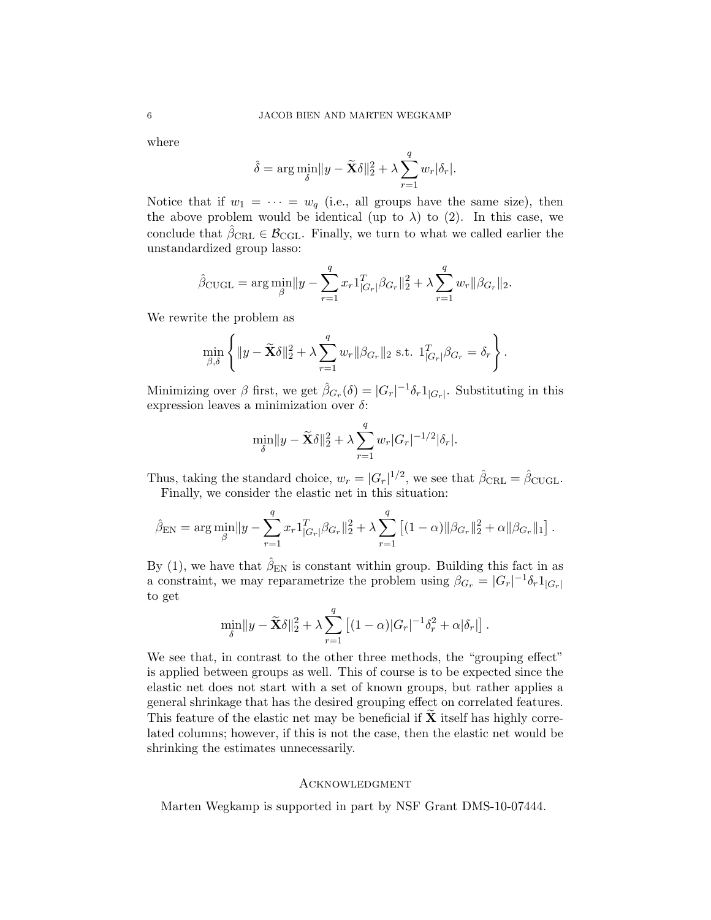where

$$\hat{\delta} = \arg\min_{\delta} \|y - \widetilde{\mathbf{X}}\delta\|_2^2 + \lambda \sum_{r=1}^{q} w_r |\delta_r|.$$

Notice that if $w_1 = \cdots = w_q$ (i.e., all groups have the same size), then the above problem would be identical (up to $\lambda$) to (2). In this case, we conclude that $\hat{\beta}_{\text{CRL}} \in \mathcal{B}_{\text{CGL}}$. Finally, we turn to what we called earlier the unstandardized group lasso:

$$\hat{\beta}_{\text{CUGL}} = \arg\min_{\beta} \|y - \sum_{r=1}^{q} x_r 1_{|G_r|}^T \beta_{G_r}\|_2^2 + \lambda \sum_{r=1}^{q} w_r \|\beta_{G_r}\|_2.$$

We rewrite the problem as

$$\min_{\beta,\delta} \left\{ \|y - \widetilde{\mathbf{X}}\delta\|_2^2 + \lambda \sum_{r=1}^{q} w_r \|\beta_{G_r}\|_2 \text{ s.t. } 1_{|G_r|}^T \beta_{G_r} = \delta_r \right\}.$$

Minimizing over $\beta$ first, we get $\hat{\beta}_{G_r}(\delta) = |G_r|^{-1}\delta_r 1_{|G_r|}$. Substituting in this expression leaves a minimization over $\delta$:

$$\min_{\delta} \|y - \widetilde{\mathbf{X}}\delta\|_2^2 + \lambda \sum_{r=1}^{q} w_r |G_r|^{-1/2} |\delta_r|.$$

Thus, taking the standard choice, $w_r = |G_r|^{1/2}$, we see that $\hat{\beta}_{\text{CRL}} = \hat{\beta}_{\text{CUGL}}$.

Finally, we consider the elastic net in this situation:

$$\hat{\beta}_{\text{EN}} = \arg\min_{\beta} \|y - \sum_{r=1}^{q} x_r 1_{|G_r|}^T \beta_{G_r}\|_2^2 + \lambda \sum_{r=1}^{q} \left[(1-\alpha)\|\beta_{G_r}\|_2^2 + \alpha \|\beta_{G_r}\|_1\right].$$

By (1), we have that $\hat{\beta}_{\text{EN}}$ is constant within group. Building this fact in as a constraint, we may reparametrize the problem using $\beta_{G_r} = |G_r|^{-1}\delta_r 1_{|G_r|}$ to get

$$\min_{\delta} \|y - \widetilde{\mathbf{X}}\delta\|_2^2 + \lambda \sum_{r=1}^{q} \left[(1-\alpha)|G_r|^{-1}\delta_r^2 + \alpha|\delta_r|\right].$$

We see that, in contrast to the other three methods, the "grouping effect" is applied between groups as well. This of course is to be expected since the elastic net does not start with a set of known groups, but rather applies a general shrinkage that has the desired grouping effect on correlated features. This feature of the elastic net may be beneficial if $\widetilde{\mathbf{X}}$ itself has highly correlated columns; however, if this is not the case, then the elastic net would be shrinking the estimates unnecessarily.

## Acknowledgment

Marten Wegkamp is supported in part by NSF Grant DMS-10-07444.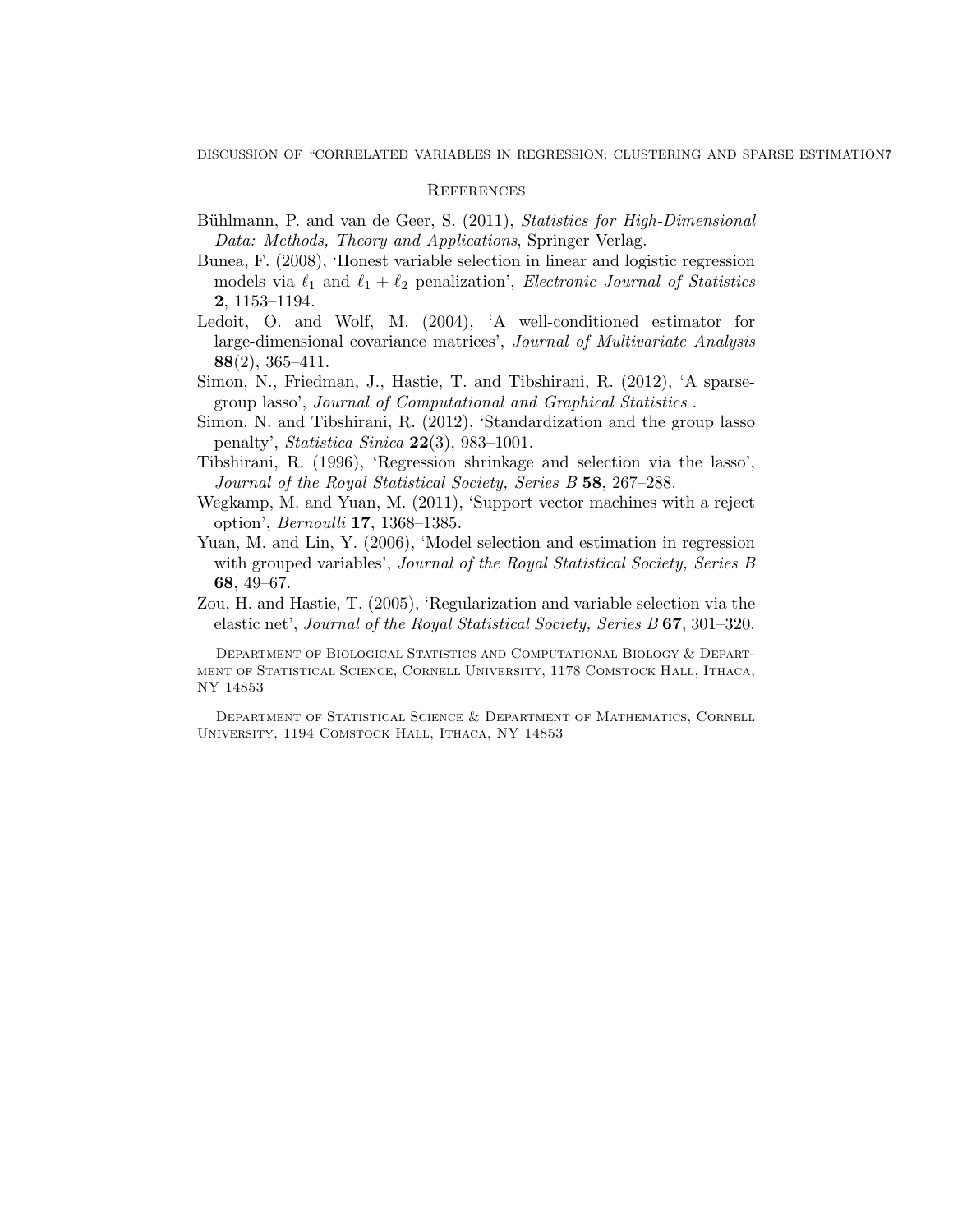## References

Bühlmann, P. and van de Geer, S. (2011), *Statistics for High-Dimensional Data: Methods, Theory and Applications*, Springer Verlag.

Bunea, F. (2008), 'Honest variable selection in linear and logistic regression models via $\ell_1$ and $\ell_1 + \ell_2$ penalization', *Electronic Journal of Statistics* **2**, 1153–1194.

Ledoit, O. and Wolf, M. (2004), 'A well-conditioned estimator for large-dimensional covariance matrices', *Journal of Multivariate Analysis* **88**(2), 365–411.

Simon, N., Friedman, J., Hastie, T. and Tibshirani, R. (2012), 'A sparse-group lasso', *Journal of Computational and Graphical Statistics* .

Simon, N. and Tibshirani, R. (2012), 'Standardization and the group lasso penalty', *Statistica Sinica* **22**(3), 983–1001.

Tibshirani, R. (1996), 'Regression shrinkage and selection via the lasso', *Journal of the Royal Statistical Society, Series B* **58**, 267–288.

Wegkamp, M. and Yuan, M. (2011), 'Support vector machines with a reject option', *Bernoulli* **17**, 1368–1385.

Yuan, M. and Lin, Y. (2006), 'Model selection and estimation in regression with grouped variables', *Journal of the Royal Statistical Society, Series B* **68**, 49–67.

Zou, H. and Hastie, T. (2005), 'Regularization and variable selection via the elastic net', *Journal of the Royal Statistical Society, Series B* **67**, 301–320.

Department of Biological Statistics and Computational Biology & Department of Statistical Science, Cornell University, 1178 Comstock Hall, Ithaca, NY 14853

Department of Statistical Science & Department of Mathematics, Cornell University, 1194 Comstock Hall, Ithaca, NY 14853